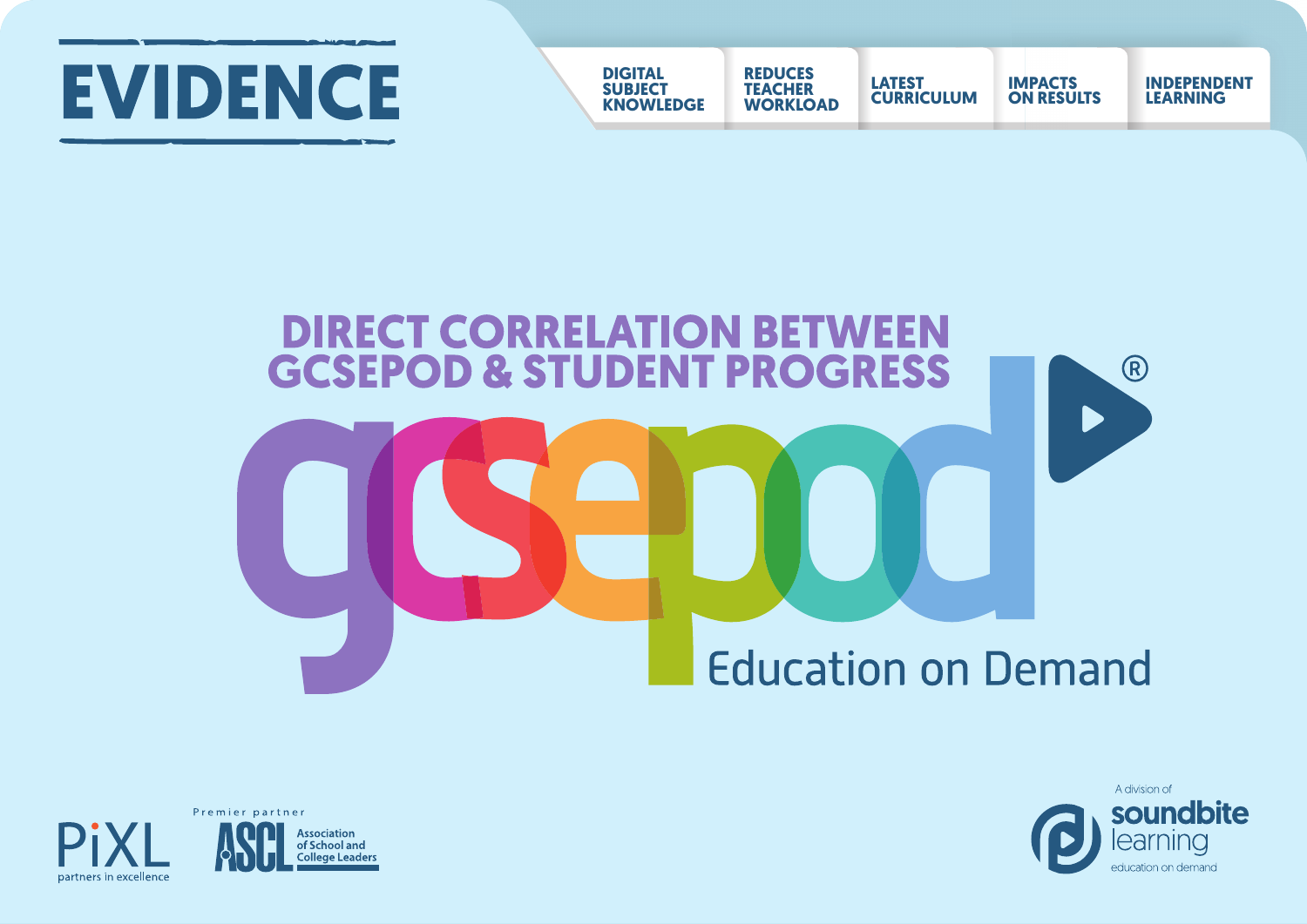# EVIDENCE

DIGITAL SUBJECT KNOWLEDGE | REDUCES TEACHER WORKLOAD | LATEST CURRICULUM | IMPACTS ON RESULTS | INDEPENDENT LEARNING

## DIRECT CORRELATION BETWEEN GCSEPOD & STUDENT PROGRESS

gcsepod®

Education on Demand

PiXL partners in excellence

Premier partner ASCL Association of School and College Leaders

A division of soundbite learning education on demand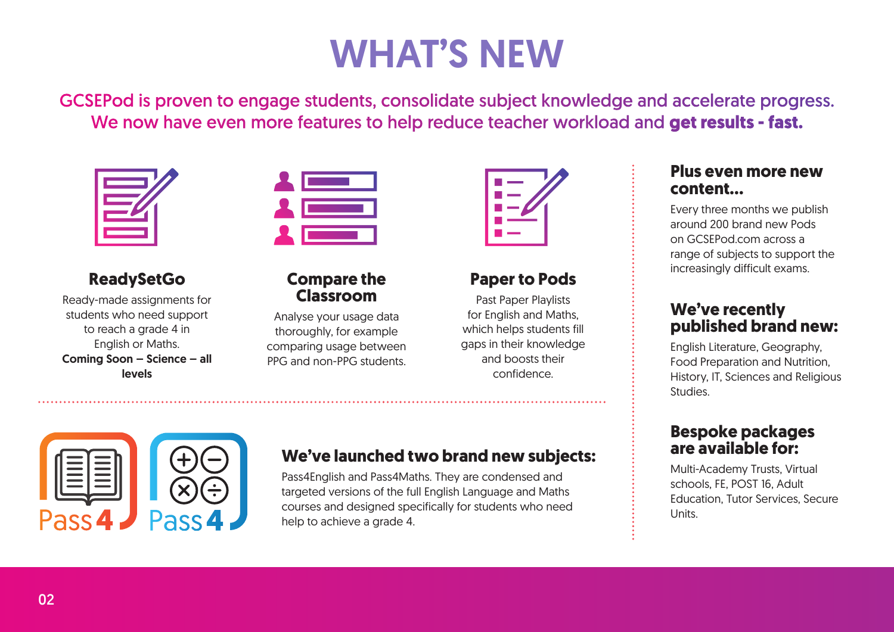# WHAT'S NEW

GCSEPod is proven to engage students, consolidate subject knowledge and accelerate progress. We now have even more features to help reduce teacher workload and **get results - fast.**

### ReadySetGo

Ready-made assignments for students who need support to reach a grade 4 in English or Maths.
**Coming Soon – Science – all levels**

### Compare the Classroom

Analyse your usage data thoroughly, for example comparing usage between PPG and non-PPG students.

### Paper to Pods

Past Paper Playlists for English and Maths, which helps students fill gaps in their knowledge and boosts their confidence.

Pass4 Pass4

### We've launched two brand new subjects:

Pass4English and Pass4Maths. They are condensed and targeted versions of the full English Language and Maths courses and designed specifically for students who need help to achieve a grade 4.

### Plus even more new content...

Every three months we publish around 200 brand new Pods on GCSEPod.com across a range of subjects to support the increasingly difficult exams.

### We've recently published brand new:

English Literature, Geography, Food Preparation and Nutrition, History, IT, Sciences and Religious Studies.

### Bespoke packages are available for:

Multi-Academy Trusts, Virtual schools, FE, POST 16, Adult Education, Tutor Services, Secure Units.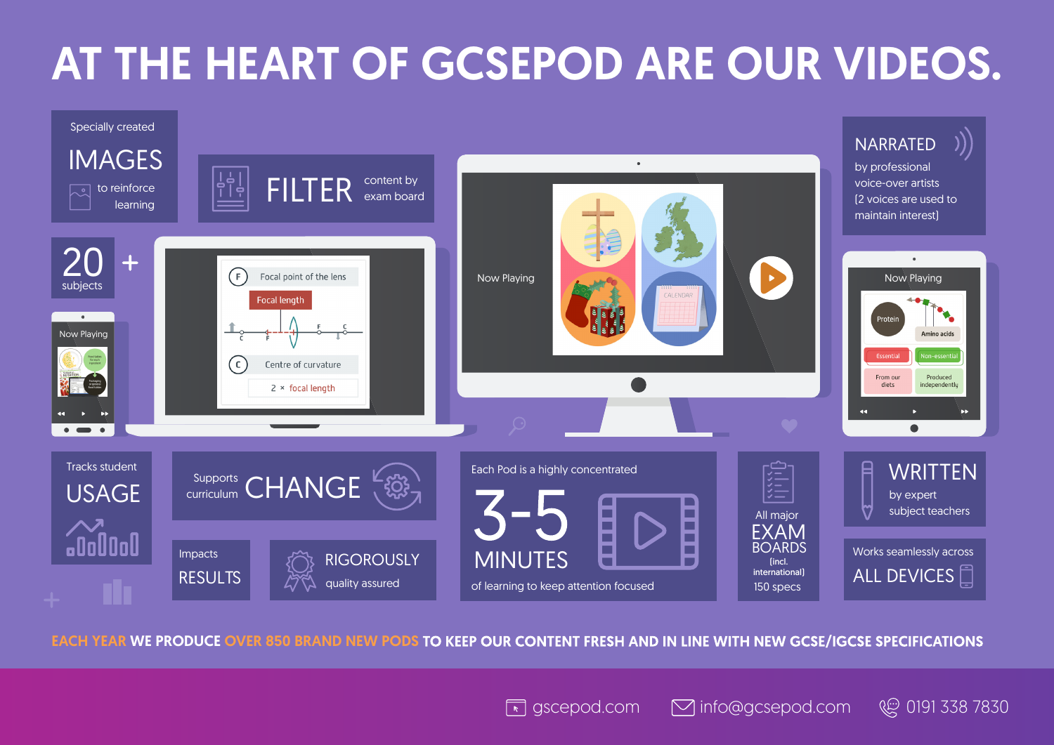# AT THE HEART OF GCSEPOD ARE OUR VIDEOS.

Specially created **IMAGES** to reinforce learning

**FILTER** content by exam board

**NARRATED** by professional voice-over artists (2 voices are used to maintain interest)

**20 +** subjects

Tracks student **USAGE**

Supports curriculum **CHANGE**

Impacts **RESULTS**

**RIGOROUSLY** quality assured

Each Pod is a highly concentrated **3-5 MINUTES** of learning to keep attention focused

All major **EXAM BOARDS** (incl. international) 150 specs

**WRITTEN** by expert subject teachers

Works seamlessly across **ALL DEVICES**

**EACH YEAR WE PRODUCE OVER 850 BRAND NEW PODS TO KEEP OUR CONTENT FRESH AND IN LINE WITH NEW GCSE/IGCSE SPECIFICATIONS**

gscepod.com info@gcsepod.com 0191 338 7830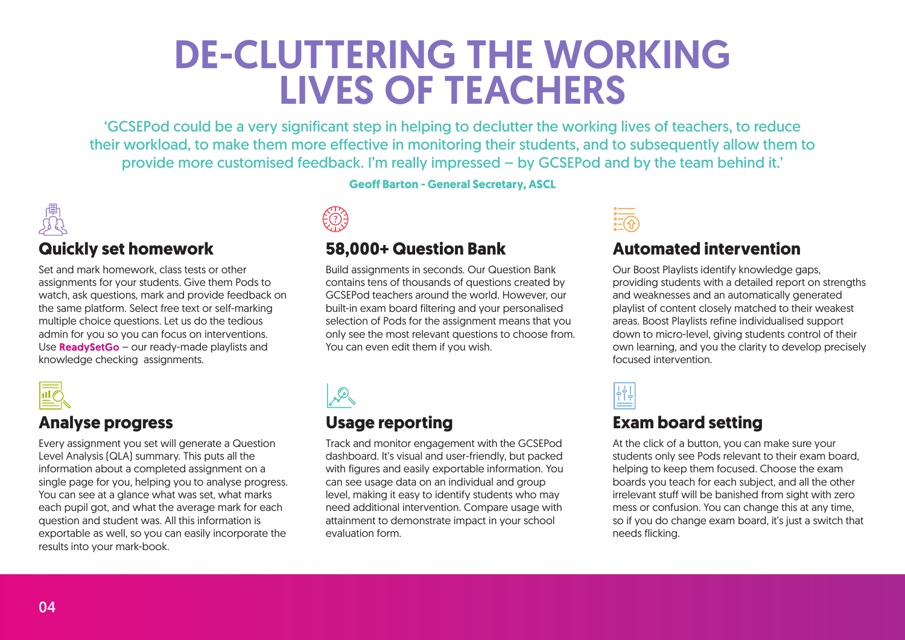# DE-CLUTTERING THE WORKING LIVES OF TEACHERS

'GCSEPod could be a very significant step in helping to declutter the working lives of teachers, to reduce their workload, to make them more effective in monitoring their students, and to subsequently allow them to provide more customised feedback. I'm really impressed – by GCSEPod and by the team behind it.'

**Geoff Barton - General Secretary, ASCL**

## Quickly set homework

Set and mark homework, class tests or other assignments for your students. Give them Pods to watch, ask questions, mark and provide feedback on the same platform. Select free text or self-marking multiple choice questions. Let us do the tedious admin for you so you can focus on interventions. Use **ReadySetGo** – our ready-made playlists and knowledge checking assignments.

## 58,000+ Question Bank

Build assignments in seconds. Our Question Bank contains tens of thousands of questions created by GCSEPod teachers around the world. However, our built-in exam board filtering and your personalised selection of Pods for the assignment means that you only see the most relevant questions to choose from. You can even edit them if you wish.

## Automated intervention

Our Boost Playlists identify knowledge gaps, providing students with a detailed report on strengths and weaknesses and an automatically generated playlist of content closely matched to their weakest areas. Boost Playlists refine individualised support down to micro-level, giving students control of their own learning, and you the clarity to develop precisely focused intervention.

## Analyse progress

Every assignment you set will generate a Question Level Analysis (QLA) summary. This puts all the information about a completed assignment on a single page for you, helping you to analyse progress. You can see at a glance what was set, what marks each pupil got, and what the average mark for each question and student was. All this information is exportable as well, so you can easily incorporate the results into your mark-book.

## Usage reporting

Track and monitor engagement with the GCSEPod dashboard. It's visual and user-friendly, but packed with figures and easily exportable information. You can see usage data on an individual and group level, making it easy to identify students who may need additional intervention. Compare usage with attainment to demonstrate impact in your school evaluation form.

## Exam board setting

At the click of a button, you can make sure your students only see Pods relevant to their exam board, helping to keep them focused. Choose the exam boards you teach for each subject, and all the other irrelevant stuff will be banished from sight with zero mess or confusion. You can change this at any time, so if you do change exam board, it's just a switch that needs flicking.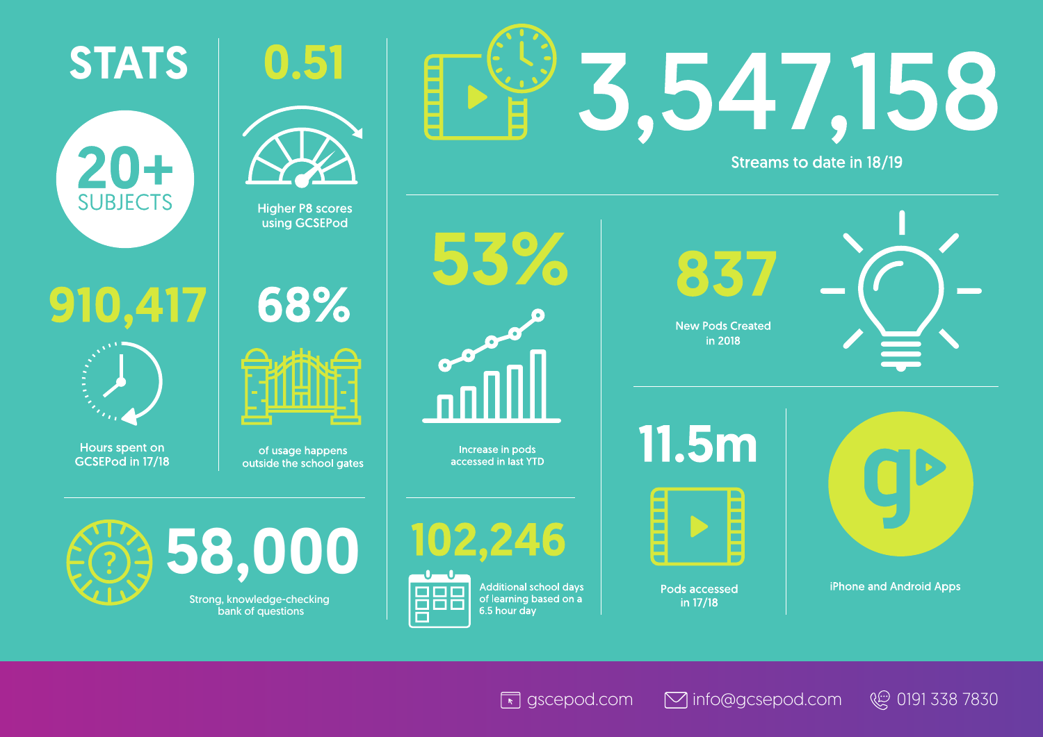# STATS

**20+** SUBJECTS

**0.51**

Higher P8 scores using GCSEPod

**3,547,158**

Streams to date in 18/19

**910,417**

Hours spent on GCSEPod in 17/18

**68%**

of usage happens outside the school gates

**53%**

Increase in pods accessed in last YTD

**837**

New Pods Created in 2018

**11.5m**

Pods accessed in 17/18

iPhone and Android Apps

**58,000**

Strong, knowledge-checking bank of questions

**102,246**

Additional school days of learning based on a 6.5 hour day

gscepod.com info@gcsepod.com 0191 338 7830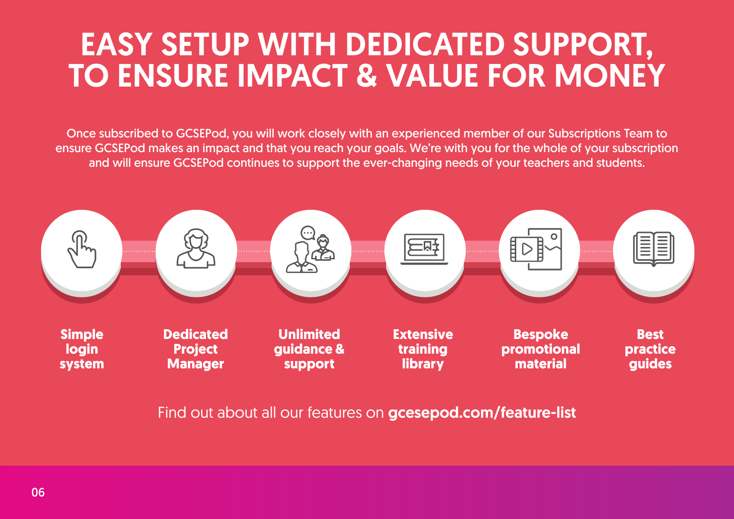# EASY SETUP WITH DEDICATED SUPPORT, TO ENSURE IMPACT & VALUE FOR MONEY

Once subscribed to GCSEPod, you will work closely with an experienced member of our Subscriptions Team to ensure GCSEPod makes an impact and that you reach your goals. We're with you for the whole of your subscription and will ensure GCSEPod continues to support the ever-changing needs of your teachers and students.

- **Simple login system**
- **Dedicated Project Manager**
- **Unlimited guidance & support**
- **Extensive training library**
- **Bespoke promotional material**
- **Best practice guides**

Find out about all our features on **gcesepod.com/feature-list**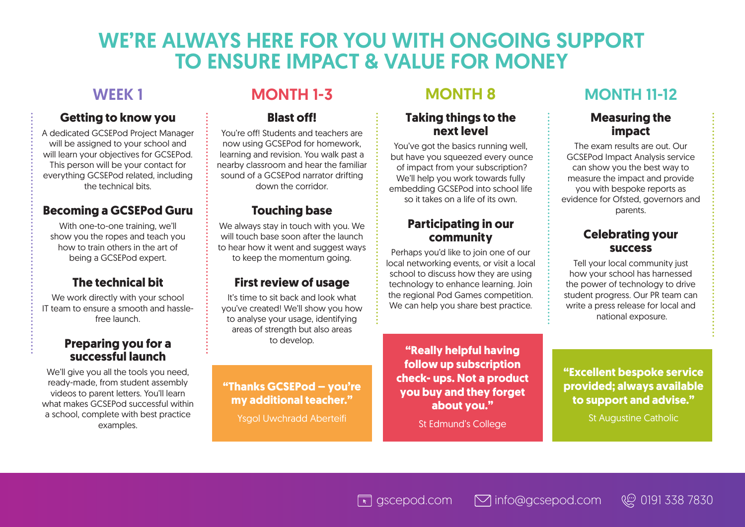# WE'RE ALWAYS HERE FOR YOU WITH ONGOING SUPPORT TO ENSURE IMPACT & VALUE FOR MONEY

## WEEK 1

### Getting to know you

A dedicated GCSEPod Project Manager will be assigned to your school and will learn your objectives for GCSEPod. This person will be your contact for everything GCSEPod related, including the technical bits.

### Becoming a GCSEPod Guru

With one-to-one training, we'll show you the ropes and teach you how to train others in the art of being a GCSEPod expert.

### The technical bit

We work directly with your school IT team to ensure a smooth and hassle-free launch.

### Preparing you for a successful launch

We'll give you all the tools you need, ready-made, from student assembly videos to parent letters. You'll learn what makes GCSEPod successful within a school, complete with best practice examples.

## MONTH 1-3

### Blast off!

You're off! Students and teachers are now using GCSEPod for homework, learning and revision. You walk past a nearby classroom and hear the familiar sound of a GCSEPod narrator drifting down the corridor.

### Touching base

We always stay in touch with you. We will touch base soon after the launch to hear how it went and suggest ways to keep the momentum going.

### First review of usage

It's time to sit back and look what you've created! We'll show you how to analyse your usage, identifying areas of strength but also areas to develop.

**"Thanks GCSEPod – you're my additional teacher."**

Ysgol Uwchradd Aberteifi

## MONTH 8

### Taking things to the next level

You've got the basics running well, but have you squeezed every ounce of impact from your subscription? We'll help you work towards fully embedding GCSEPod into school life so it takes on a life of its own.

### Participating in our community

Perhaps you'd like to join one of our local networking events, or visit a local school to discuss how they are using technology to enhance learning. Join the regional Pod Games competition. We can help you share best practice.

**"Really helpful having follow up subscription check- ups. Not a product you buy and they forget about you."**

St Edmund's College

## MONTH 11-12

### Measuring the impact

The exam results are out. Our GCSEPod Impact Analysis service can show you the best way to measure the impact and provide you with bespoke reports as evidence for Ofsted, governors and parents.

### Celebrating your success

Tell your local community just how your school has harnessed the power of technology to drive student progress. Our PR team can write a press release for local and national exposure.

**"Excellent bespoke service provided; always available to support and advise."**

St Augustine Catholic

gscepod.com info@gcsepod.com 0191 338 7830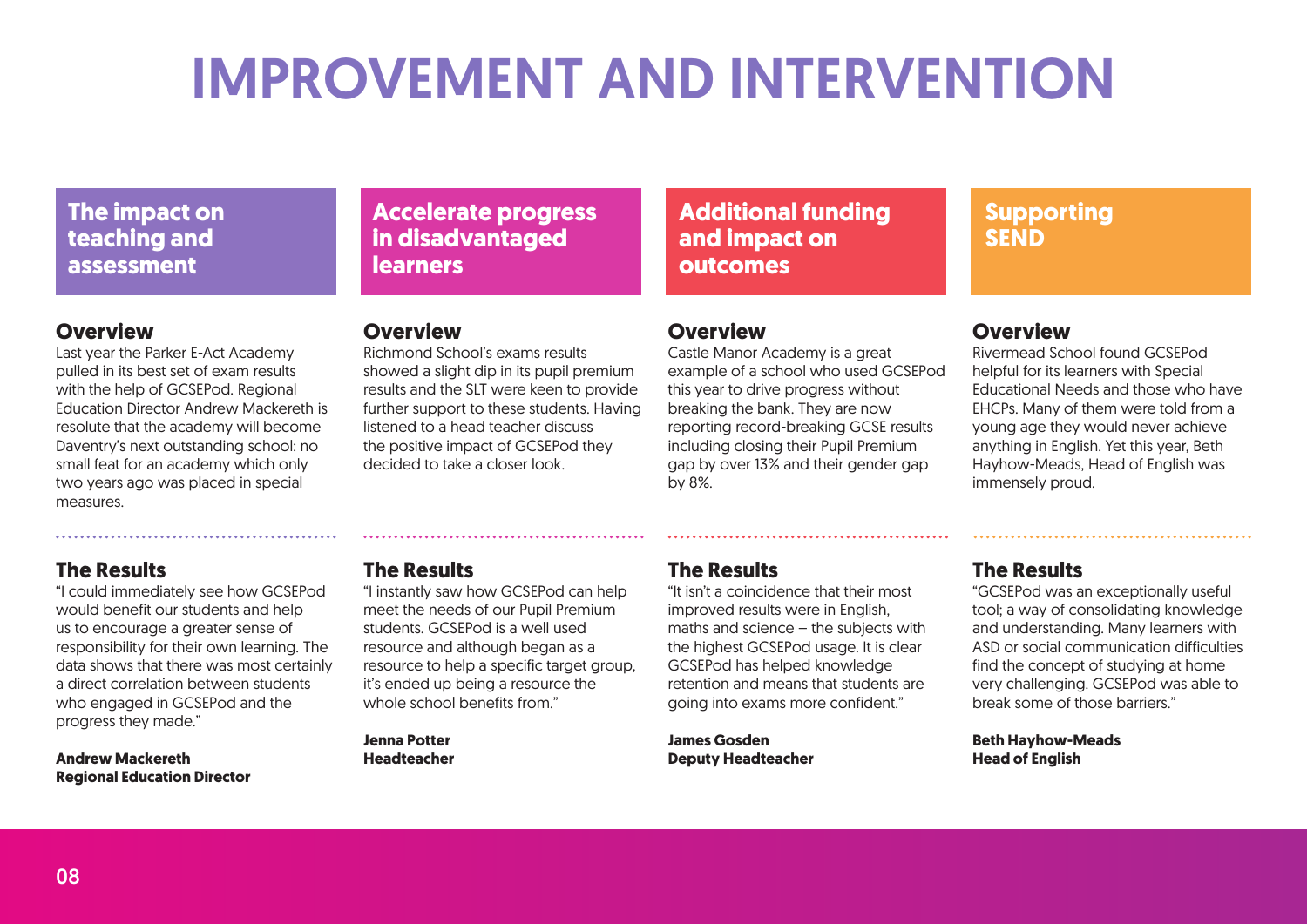# IMPROVEMENT AND INTERVENTION

## The impact on teaching and assessment

### Overview

Last year the Parker E-Act Academy pulled in its best set of exam results with the help of GCSEPod. Regional Education Director Andrew Mackereth is resolute that the academy will become Daventry's next outstanding school: no small feat for an academy which only two years ago was placed in special measures.

### The Results

"I could immediately see how GCSEPod would benefit our students and help us to encourage a greater sense of responsibility for their own learning. The data shows that there was most certainly a direct correlation between students who engaged in GCSEPod and the progress they made."

**Andrew Mackereth**
**Regional Education Director**

## Accelerate progress in disadvantaged learners

### Overview

Richmond School's exams results showed a slight dip in its pupil premium results and the SLT were keen to provide further support to these students. Having listened to a head teacher discuss the positive impact of GCSEPod they decided to take a closer look.

### The Results

"I instantly saw how GCSEPod can help meet the needs of our Pupil Premium students. GCSEPod is a well used resource and although began as a resource to help a specific target group, it's ended up being a resource the whole school benefits from."

**Jenna Potter**
**Headteacher**

## Additional funding and impact on outcomes

### Overview

Castle Manor Academy is a great example of a school who used GCSEPod this year to drive progress without breaking the bank. They are now reporting record-breaking GCSE results including closing their Pupil Premium gap by over 13% and their gender gap by 8%.

### The Results

"It isn't a coincidence that their most improved results were in English, maths and science – the subjects with the highest GCSEPod usage. It is clear GCSEPod has helped knowledge retention and means that students are going into exams more confident."

**James Gosden**
**Deputy Headteacher**

## Supporting SEND

### Overview

Rivermead School found GCSEPod helpful for its learners with Special Educational Needs and those who have EHCPs. Many of them were told from a young age they would never achieve anything in English. Yet this year, Beth Hayhow-Meads, Head of English was immensely proud.

### The Results

"GCSEPod was an exceptionally useful tool; a way of consolidating knowledge and understanding. Many learners with ASD or social communication difficulties find the concept of studying at home very challenging. GCSEPod was able to break some of those barriers."

**Beth Hayhow-Meads**
**Head of English**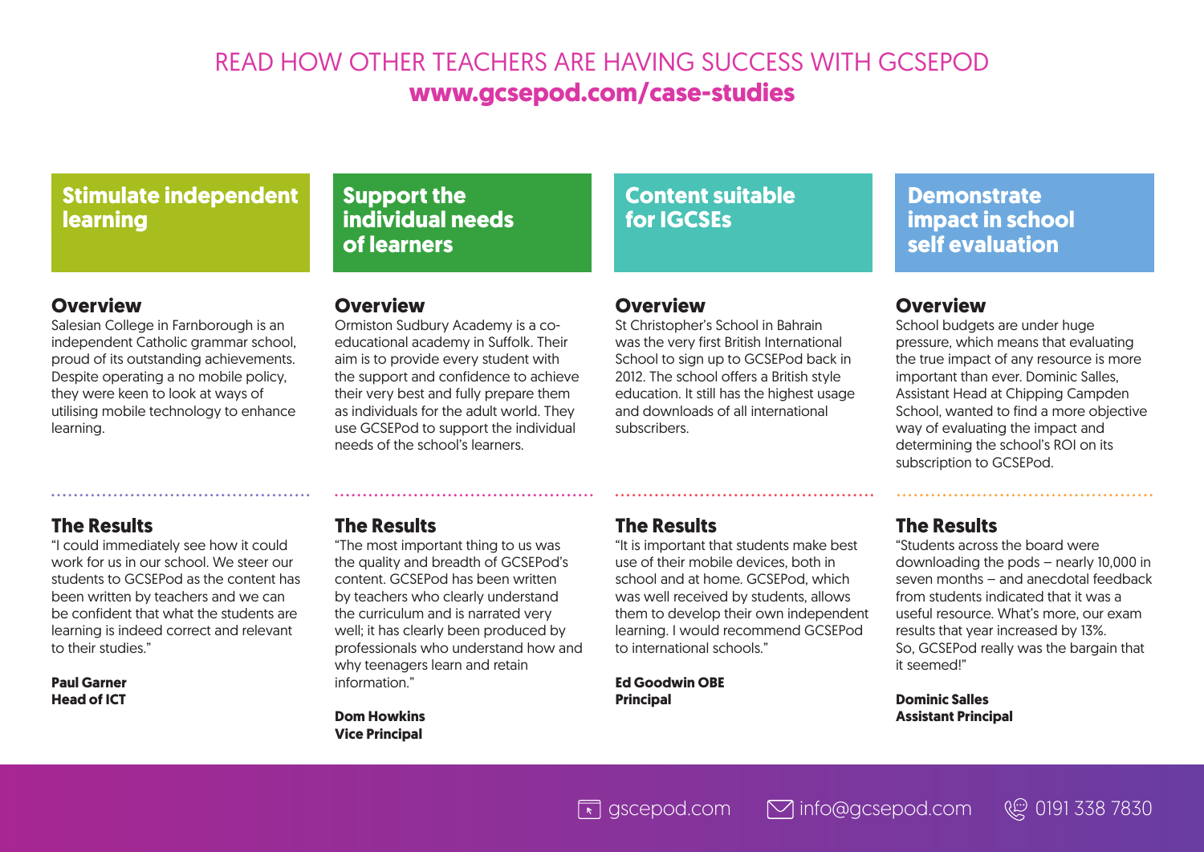READ HOW OTHER TEACHERS ARE HAVING SUCCESS WITH GCSEPOD

**www.gcsepod.com/case-studies**

## Stimulate independent learning

### Overview

Salesian College in Farnborough is an independent Catholic grammar school, proud of its outstanding achievements. Despite operating a no mobile policy, they were keen to look at ways of utilising mobile technology to enhance learning.

### The Results

"I could immediately see how it could work for us in our school. We steer our students to GCSEPod as the content has been written by teachers and we can be confident that what the students are learning is indeed correct and relevant to their studies."

**Paul Garner**
**Head of ICT**

## Support the individual needs of learners

### Overview

Ormiston Sudbury Academy is a co-educational academy in Suffolk. Their aim is to provide every student with the support and confidence to achieve their very best and fully prepare them as individuals for the adult world. They use GCSEPod to support the individual needs of the school's learners.

### The Results

"The most important thing to us was the quality and breadth of GCSEPod's content. GCSEPod has been written by teachers who clearly understand the curriculum and is narrated very well; it has clearly been produced by professionals who understand how and why teenagers learn and retain information."

**Dom Howkins**
**Vice Principal**

## Content suitable for IGCSEs

### Overview

St Christopher's School in Bahrain was the very first British International School to sign up to GCSEPod back in 2012. The school offers a British style education. It still has the highest usage and downloads of all international subscribers.

### The Results

"It is important that students make best use of their mobile devices, both in school and at home. GCSEPod, which was well received by students, allows them to develop their own independent learning. I would recommend GCSEPod to international schools."

**Ed Goodwin OBE**
**Principal**

## Demonstrate impact in school self evaluation

### Overview

School budgets are under huge pressure, which means that evaluating the true impact of any resource is more important than ever. Dominic Salles, Assistant Head at Chipping Campden School, wanted to find a more objective way of evaluating the impact and determining the school's ROI on its subscription to GCSEPod.

### The Results

"Students across the board were downloading the pods – nearly 10,000 in seven months – and anecdotal feedback from students indicated that it was a useful resource. What's more, our exam results that year increased by 13%. So, GCSEPod really was the bargain that it seemed!"

**Dominic Salles**
**Assistant Principal**

gscepod.com info@gcsepod.com 0191 338 7830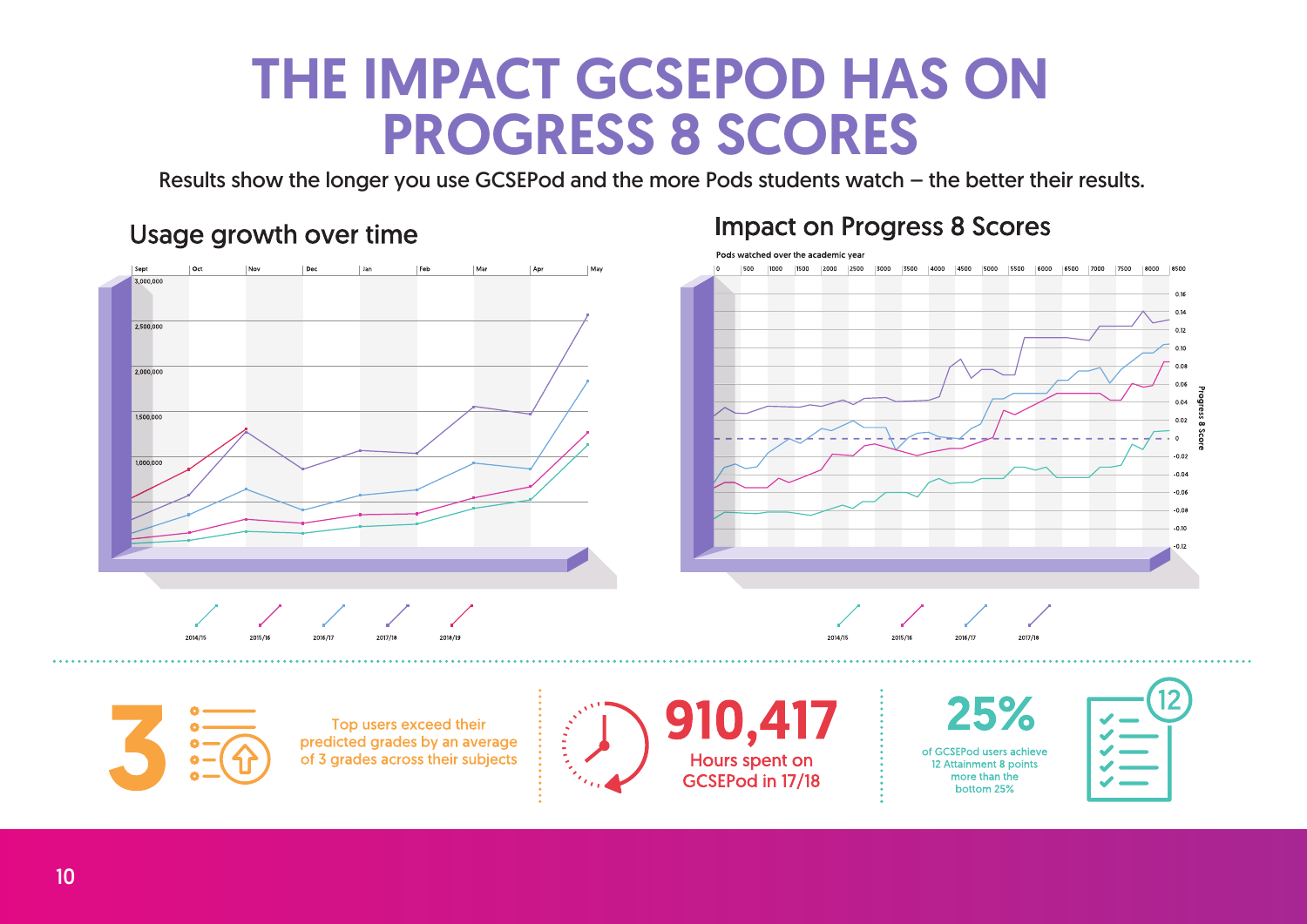# THE IMPACT GCSEPOD HAS ON PROGRESS 8 SCORES

Results show the longer you use GCSEPod and the more Pods students watch – the better their results.

## Usage growth over time

Sept Oct Nov Dec Jan Feb Mar Apr May

3,000,000
2,500,000
2,000,000
1,500,000
1,000,000

2014/15 2015/16 2016/17 2017/18 2018/19

## Impact on Progress 8 Scores

Pods watched over the academic year

0 500 1000 1500 2000 2500 3000 3500 4000 4500 5000 5500 6000 6500 7000 7500 8000 8500

0.16
0.14
0.12
0.10
0.08
0.06
0.04
0.02
0
-0.02
-0.04
-0.06
-0.08
-0.10
-0.12

Progress 8 Score

2014/15 2015/16 2016/17 2017/18

**3**

Top users exceed their predicted grades by an average of 3 grades across their subjects

**910,417**

Hours spent on GCSEPod in 17/18

**25%**

of GCSEPod users achieve 12 Attainment 8 points more than the bottom 25%

12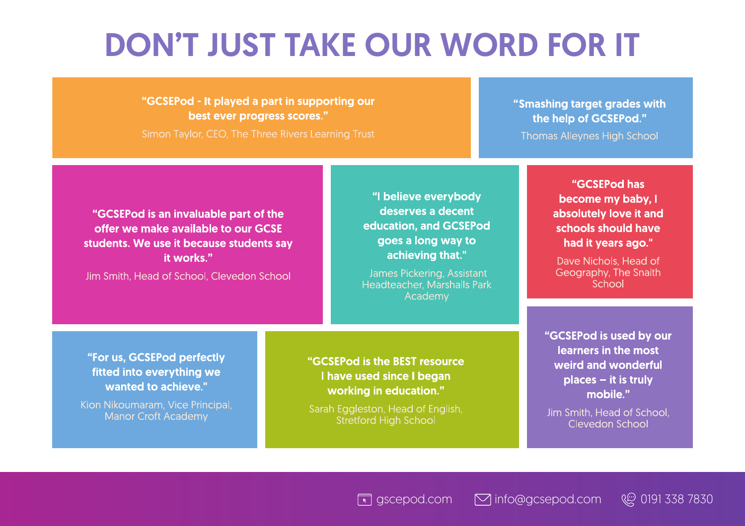# DON'T JUST TAKE OUR WORD FOR IT

**"GCSEPod - It played a part in supporting our best ever progress scores."**

Simon Taylor, CEO, The Three Rivers Learning Trust

**"Smashing target grades with the help of GCSEPod."**

Thomas Alleynes High School

**"GCSEPod is an invaluable part of the offer we make available to our GCSE students. We use it because students say it works."**

Jim Smith, Head of School, Clevedon School

**"I believe everybody deserves a decent education, and GCSEPod goes a long way to achieving that."**

James Pickering, Assistant Headteacher, Marshalls Park Academy

**"GCSEPod has become my baby, I absolutely love it and schools should have had it years ago."**

Dave Nichols, Head of Geography, The Snaith School

**"For us, GCSEPod perfectly fitted into everything we wanted to achieve."**

Kion Nikoumaram, Vice Principal, Manor Croft Academy

**"GCSEPod is the BEST resource I have used since I began working in education."**

Sarah Eggleston, Head of English, Stretford High School

**"GCSEPod is used by our learners in the most weird and wonderful places – it is truly mobile."**

Jim Smith, Head of School, Clevedon School

gscepod.com info@gcsepod.com 0191 338 7830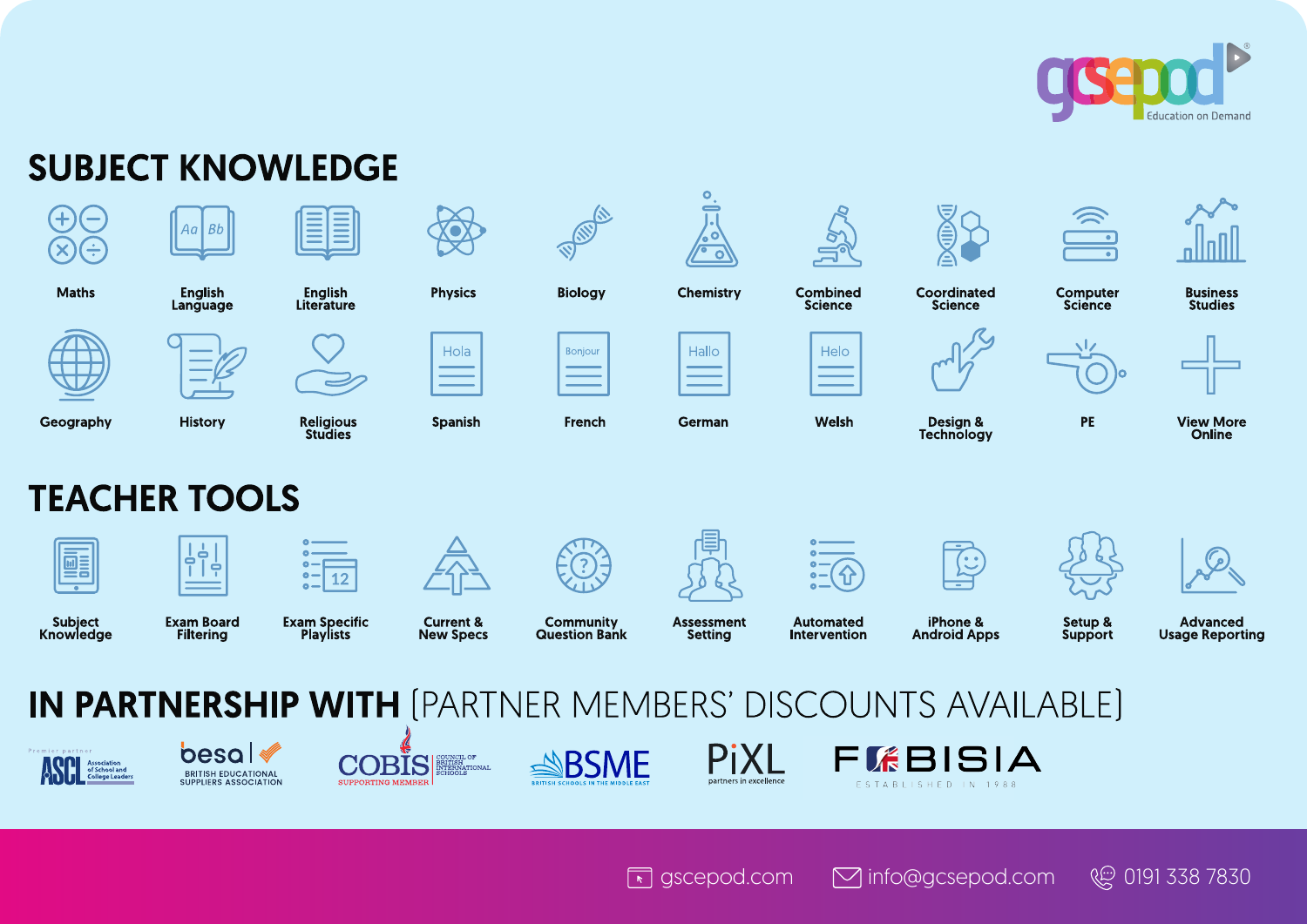gcsepod
Education on Demand

# SUBJECT KNOWLEDGE

- Maths
- English Language
- English Literature
- Physics
- Biology
- Chemistry
- Combined Science
- Coordinated Science
- Computer Science
- Business Studies
- Geography
- History
- Religious Studies
- Spanish
- French
- German
- Welsh
- Design & Technology
- PE
- View More Online

# TEACHER TOOLS

- Subject Knowledge
- Exam Board Filtering
- Exam Specific Playlists
- Current & New Specs
- Community Question Bank
- Assessment Setting
- Automated Intervention
- iPhone & Android Apps
- Setup & Support
- Advanced Usage Reporting

# IN PARTNERSHIP WITH (PARTNER MEMBERS' DISCOUNTS AVAILABLE)

Premier partner ASCL Association of School and College Leaders

besa BRITISH EDUCATIONAL SUPPLIERS ASSOCIATION

COBIS COUNCIL OF BRITISH INTERNATIONAL SCHOOLS SUPPORTING MEMBER

BSME BRITISH SCHOOLS IN THE MIDDLE EAST

PiXL partners in excellence

FOBISIA ESTABLISHED IN 1988

gscepod.com | info@gcsepod.com | 0191 338 7830